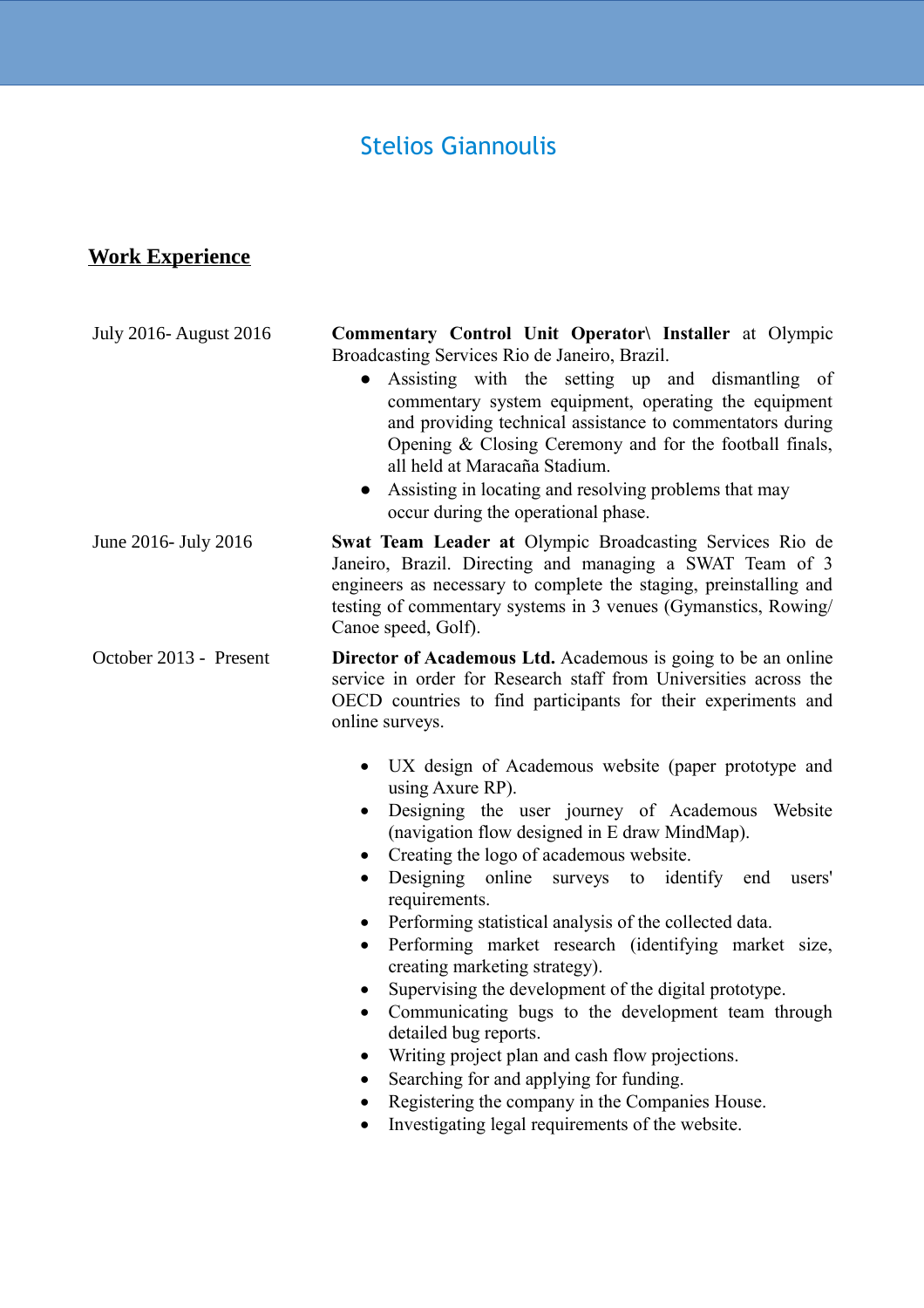# Stelios Giannoulis

## Work Experience

**July 2016- August 2016**

**Commentary Control Unit Operator\ Installer** at Olympic Broadcasting Services Rio de Janeiro, Brazil.

- Assisting with the setting up and dismantling of commentary system equipment, operating the equipment and providing technical assistance to commentators during Opening & Closing Ceremony and for the football finals, all held at Maracaña Stadium.
- Assisting in locating and resolving problems that may occur during the operational phase.

**June 2016- July 2016**

**Swat Team Leader at** Olympic Broadcasting Services Rio de Janeiro, Brazil. Directing and managing a SWAT Team of 3 engineers as necessary to complete the staging, preinstalling and testing of commentary systems in 3 venues (Gymanstics, Rowing/ Canoe speed, Golf).

**October 2013 - Present**

**Director of Academous Ltd.** Academous is going to be an online service in order for Research staff from Universities across the OECD countries to find participants for their experiments and online surveys.

- UX design of Academous website (paper prototype and using Axure RP).
- Designing the user journey of Academous Website (navigation flow designed in E draw MindMap).
- Creating the logo of academous website.
- Designing online surveys to identify end users' requirements.
- Performing statistical analysis of the collected data.
- Performing market research (identifying market size, creating marketing strategy).
- Supervising the development of the digital prototype.
- Communicating bugs to the development team through detailed bug reports.
- Writing project plan and cash flow projections.
- Searching for and applying for funding.
- Registering the company in the Companies House.
- Investigating legal requirements of the website.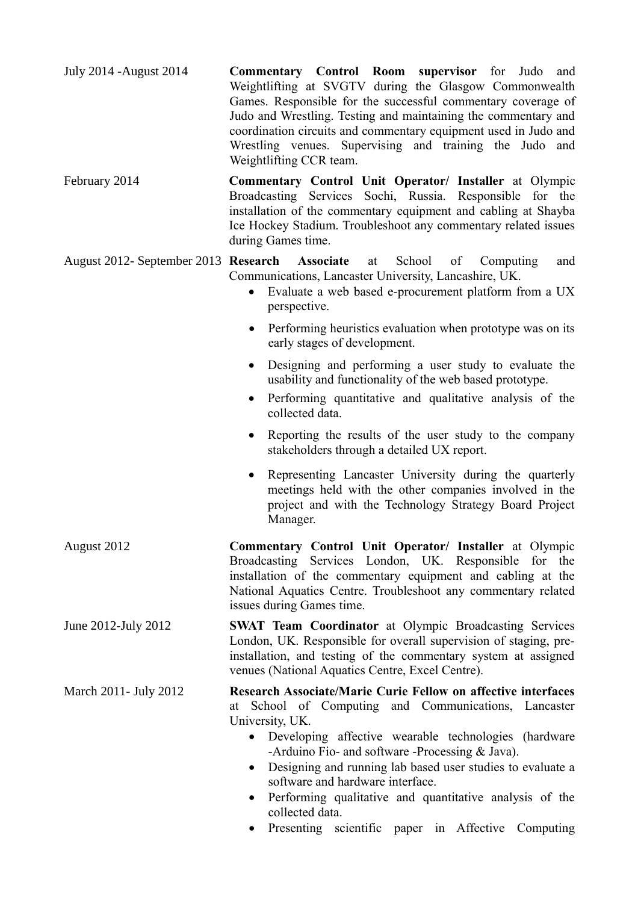July 2014 -August 2014 — **Commentary Control Room supervisor** for Judo and Weightlifting at SVGTV during the Glasgow Commonwealth Games. Responsible for the successful commentary coverage of Judo and Wrestling. Testing and maintaining the commentary and coordination circuits and commentary equipment used in Judo and Wrestling venues. Supervising and training the Judo and Weightlifting CCR team.

February 2014 — **Commentary Control Unit Operator/ Installer** at Olympic Broadcasting Services Sochi, Russia. Responsible for the installation of the commentary equipment and cabling at Shayba Ice Hockey Stadium. Troubleshoot any commentary related issues during Games time.

August 2012- September 2013 — **Research Associate** at School of Computing and Communications, Lancaster University, Lancashire, UK.

- Evaluate a web based e-procurement platform from a UX perspective.
- Performing heuristics evaluation when prototype was on its early stages of development.
- Designing and performing a user study to evaluate the usability and functionality of the web based prototype.
- Performing quantitative and qualitative analysis of the collected data.
- Reporting the results of the user study to the company stakeholders through a detailed UX report.
- Representing Lancaster University during the quarterly meetings held with the other companies involved in the project and with the Technology Strategy Board Project Manager.

August 2012 — **Commentary Control Unit Operator/ Installer** at Olympic Broadcasting Services London, UK. Responsible for the installation of the commentary equipment and cabling at the National Aquatics Centre. Troubleshoot any commentary related issues during Games time.

June 2012-July 2012 — **SWAT Team Coordinator** at Olympic Broadcasting Services London, UK. Responsible for overall supervision of staging, pre-installation, and testing of the commentary system at assigned venues (National Aquatics Centre, Excel Centre).

March 2011- July 2012 — **Research Associate/Marie Curie Fellow on affective interfaces** at School of Computing and Communications, Lancaster University, UK.

- Developing affective wearable technologies (hardware -Arduino Fio- and software -Processing & Java).
- Designing and running lab based user studies to evaluate a software and hardware interface.
- Performing qualitative and quantitative analysis of the collected data.
- Presenting scientific paper in Affective Computing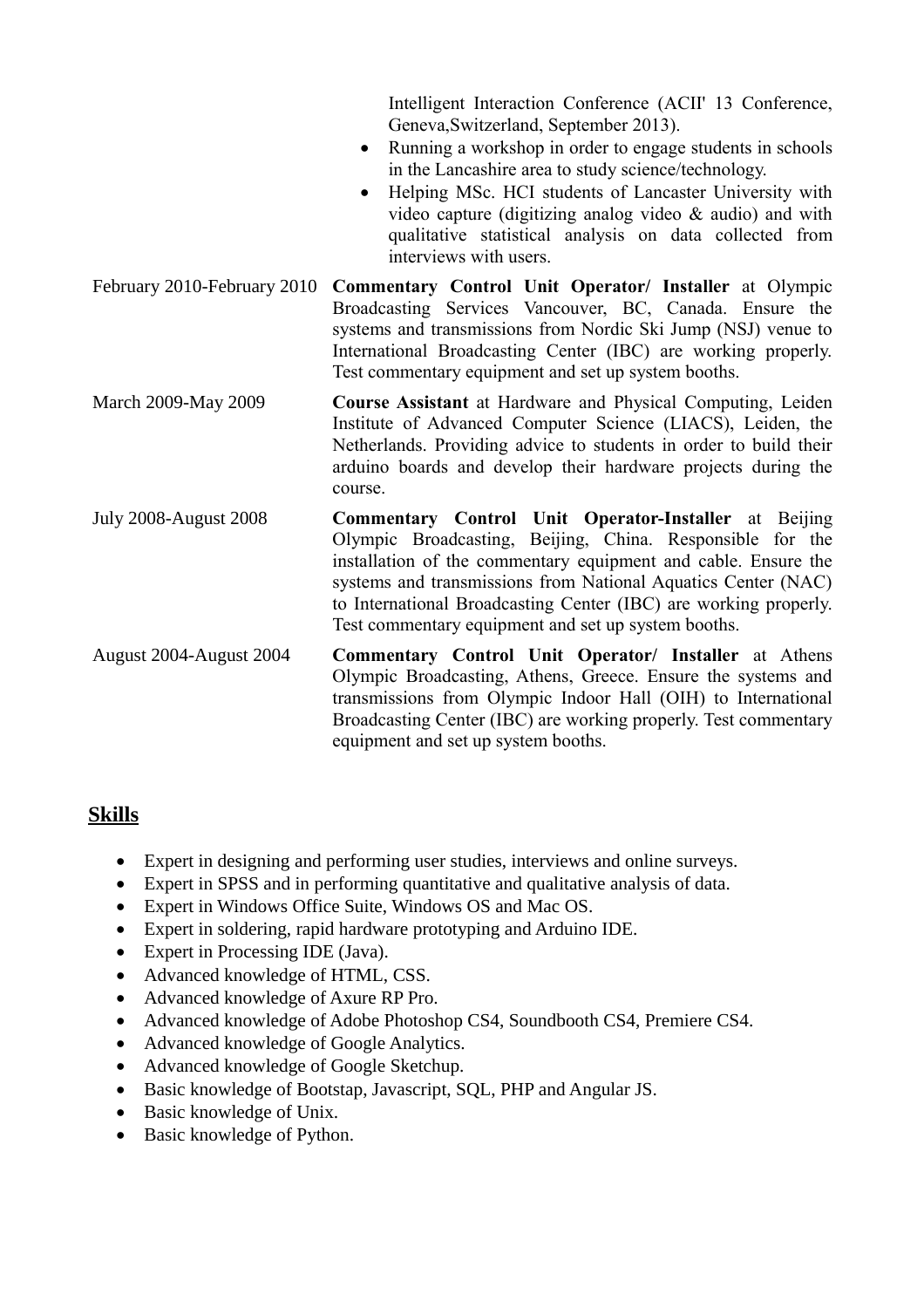Intelligent Interaction Conference (ACII' 13 Conference, Geneva,Switzerland, September 2013).

- Running a workshop in order to engage students in schools in the Lancashire area to study science/technology.
- Helping MSc. HCI students of Lancaster University with video capture (digitizing analog video & audio) and with qualitative statistical analysis on data collected from interviews with users.

February 2010-February 2010 **Commentary Control Unit Operator/ Installer** at Olympic Broadcasting Services Vancouver, BC, Canada. Ensure the systems and transmissions from Nordic Ski Jump (NSJ) venue to International Broadcasting Center (IBC) are working properly. Test commentary equipment and set up system booths.

March 2009-May 2009 **Course Assistant** at Hardware and Physical Computing, Leiden Institute of Advanced Computer Science (LIACS), Leiden, the Netherlands. Providing advice to students in order to build their arduino boards and develop their hardware projects during the course.

July 2008-August 2008 **Commentary Control Unit Operator-Installer** at Beijing Olympic Broadcasting, Beijing, China. Responsible for the installation of the commentary equipment and cable. Ensure the systems and transmissions from National Aquatics Center (NAC) to International Broadcasting Center (IBC) are working properly. Test commentary equipment and set up system booths.

August 2004-August 2004 **Commentary Control Unit Operator/ Installer** at Athens Olympic Broadcasting, Athens, Greece. Ensure the systems and transmissions from Olympic Indoor Hall (OIH) to International Broadcasting Center (IBC) are working properly. Test commentary equipment and set up system booths.

## Skills

- Expert in designing and performing user studies, interviews and online surveys.
- Expert in SPSS and in performing quantitative and qualitative analysis of data.
- Expert in Windows Office Suite, Windows OS and Mac OS.
- Expert in soldering, rapid hardware prototyping and Arduino IDE.
- Expert in Processing IDE (Java).
- Advanced knowledge of HTML, CSS.
- Advanced knowledge of Axure RP Pro.
- Advanced knowledge of Adobe Photoshop CS4, Soundbooth CS4, Premiere CS4.
- Advanced knowledge of Google Analytics.
- Advanced knowledge of Google Sketchup.
- Basic knowledge of Bootstap, Javascript, SQL, PHP and Angular JS.
- Basic knowledge of Unix.
- Basic knowledge of Python.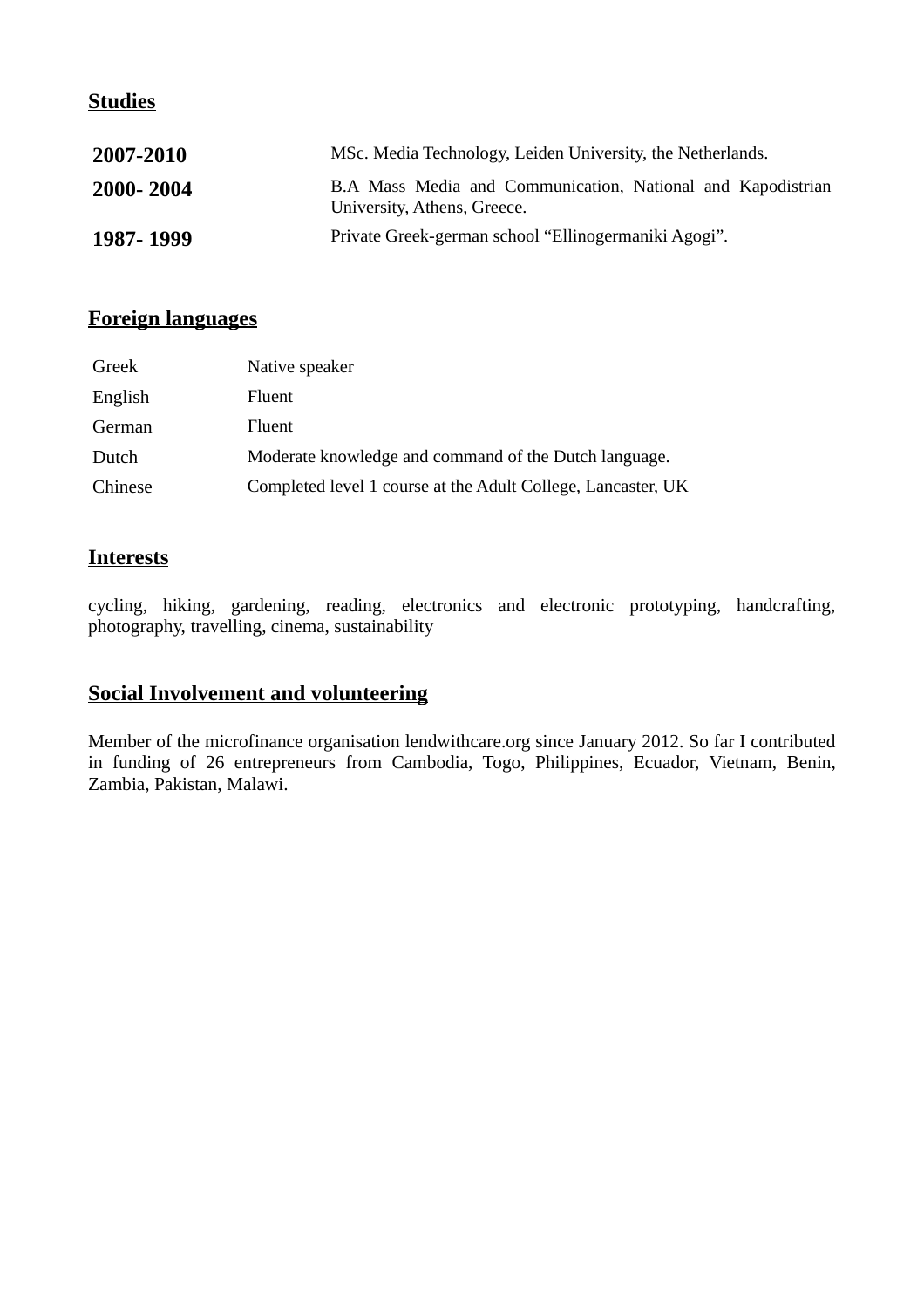## Studies

| | |
|---|---|
| **2007-2010** | MSc. Media Technology, Leiden University, the Netherlands. |
| **2000- 2004** | B.A Mass Media and Communication, National and Kapodistrian University, Athens, Greece. |
| **1987- 1999** | Private Greek-german school “Ellinogermaniki Agogi”. |

## Foreign languages

| | |
|---|---|
| Greek | Native speaker |
| English | Fluent |
| German | Fluent |
| Dutch | Moderate knowledge and command of the Dutch language. |
| Chinese | Completed level 1 course at the Adult College, Lancaster, UK |

## Interests

cycling, hiking, gardening, reading, electronics and electronic prototyping, handcrafting, photography, travelling, cinema, sustainability

## Social Involvement and volunteering

Member of the microfinance organisation lendwithcare.org since January 2012. So far I contributed in funding of 26 entrepreneurs from Cambodia, Togo, Philippines, Ecuador, Vietnam, Benin, Zambia, Pakistan, Malawi.